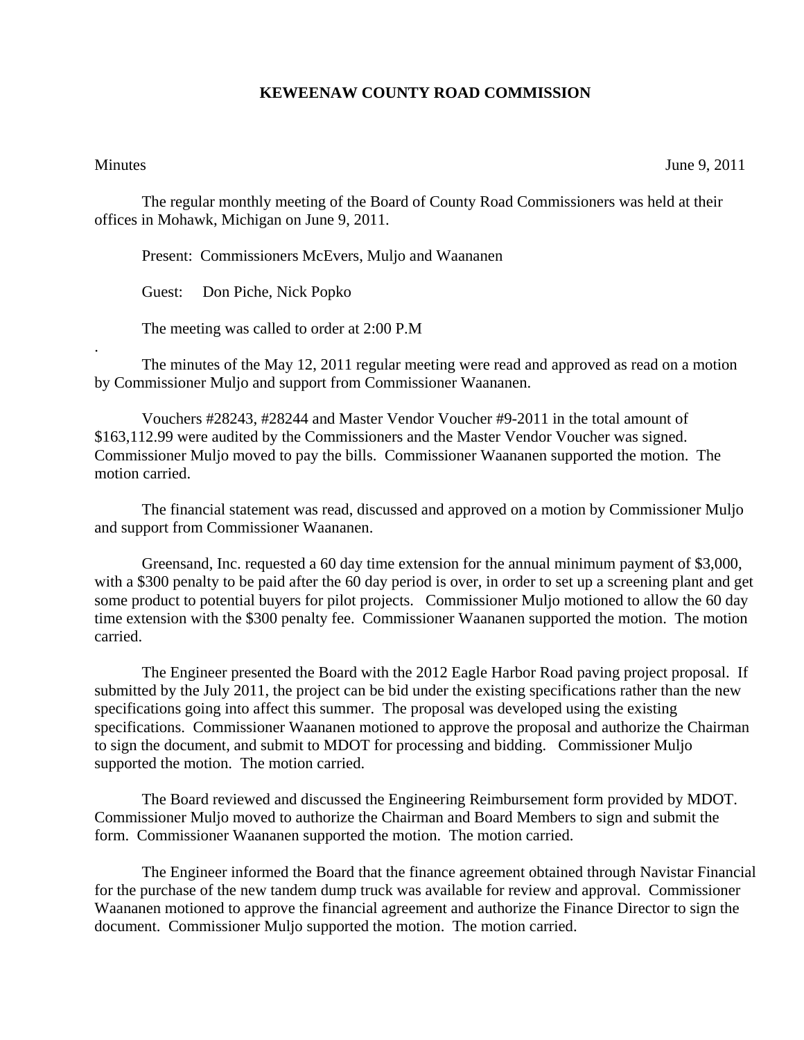# KEWEENAW COUNTY ROAD COMMISSION

Minutes June 9, 2011

The regular monthly meeting of the Board of County Road Commissioners was held at their offices in Mohawk, Michigan on June 9, 2011.

Present: Commissioners McEvers, Muljo and Waananen

Guest: Don Piche, Nick Popko

The meeting was called to order at 2:00 P.M

.

The minutes of the May 12, 2011 regular meeting were read and approved as read on a motion by Commissioner Muljo and support from Commissioner Waananen.

Vouchers #28243, #28244 and Master Vendor Voucher #9-2011 in the total amount of $163,112.99 were audited by the Commissioners and the Master Vendor Voucher was signed. Commissioner Muljo moved to pay the bills. Commissioner Waananen supported the motion. The motion carried.

The financial statement was read, discussed and approved on a motion by Commissioner Muljo and support from Commissioner Waananen.

Greensand, Inc. requested a 60 day time extension for the annual minimum payment of $3,000, with a $300 penalty to be paid after the 60 day period is over, in order to set up a screening plant and get some product to potential buyers for pilot projects. Commissioner Muljo motioned to allow the 60 day time extension with the $300 penalty fee. Commissioner Waananen supported the motion. The motion carried.

The Engineer presented the Board with the 2012 Eagle Harbor Road paving project proposal. If submitted by the July 2011, the project can be bid under the existing specifications rather than the new specifications going into affect this summer. The proposal was developed using the existing specifications. Commissioner Waananen motioned to approve the proposal and authorize the Chairman to sign the document, and submit to MDOT for processing and bidding. Commissioner Muljo supported the motion. The motion carried.

The Board reviewed and discussed the Engineering Reimbursement form provided by MDOT. Commissioner Muljo moved to authorize the Chairman and Board Members to sign and submit the form. Commissioner Waananen supported the motion. The motion carried.

The Engineer informed the Board that the finance agreement obtained through Navistar Financial for the purchase of the new tandem dump truck was available for review and approval. Commissioner Waananen motioned to approve the financial agreement and authorize the Finance Director to sign the document. Commissioner Muljo supported the motion. The motion carried.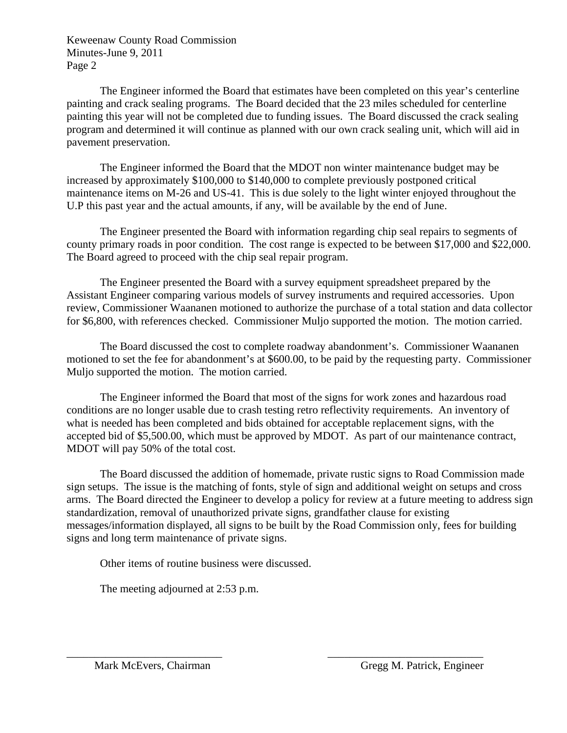The Engineer informed the Board that estimates have been completed on this year's centerline painting and crack sealing programs. The Board decided that the 23 miles scheduled for centerline painting this year will not be completed due to funding issues. The Board discussed the crack sealing program and determined it will continue as planned with our own crack sealing unit, which will aid in pavement preservation.

The Engineer informed the Board that the MDOT non winter maintenance budget may be increased by approximately $100,000 to $140,000 to complete previously postponed critical maintenance items on M-26 and US-41. This is due solely to the light winter enjoyed throughout the U.P this past year and the actual amounts, if any, will be available by the end of June.

The Engineer presented the Board with information regarding chip seal repairs to segments of county primary roads in poor condition. The cost range is expected to be between $17,000 and $22,000. The Board agreed to proceed with the chip seal repair program.

The Engineer presented the Board with a survey equipment spreadsheet prepared by the Assistant Engineer comparing various models of survey instruments and required accessories. Upon review, Commissioner Waananen motioned to authorize the purchase of a total station and data collector for $6,800, with references checked. Commissioner Muljo supported the motion. The motion carried.

The Board discussed the cost to complete roadway abandonment's. Commissioner Waananen motioned to set the fee for abandonment's at $600.00, to be paid by the requesting party. Commissioner Muljo supported the motion. The motion carried.

The Engineer informed the Board that most of the signs for work zones and hazardous road conditions are no longer usable due to crash testing retro reflectivity requirements. An inventory of what is needed has been completed and bids obtained for acceptable replacement signs, with the accepted bid of $5,500.00, which must be approved by MDOT. As part of our maintenance contract, MDOT will pay 50% of the total cost.

The Board discussed the addition of homemade, private rustic signs to Road Commission made sign setups. The issue is the matching of fonts, style of sign and additional weight on setups and cross arms. The Board directed the Engineer to develop a policy for review at a future meeting to address sign standardization, removal of unauthorized private signs, grandfather clause for existing messages/information displayed, all signs to be built by the Road Commission only, fees for building signs and long term maintenance of private signs.

Other items of routine business were discussed.

The meeting adjourned at 2:53 p.m.

\_\_\_\_\_\_\_\_\_\_\_\_\_\_\_\_\_\_\_\_\_\_\_\_\_\_\_\_
Mark McEvers, Chairman

\_\_\_\_\_\_\_\_\_\_\_\_\_\_\_\_\_\_\_\_\_\_\_\_\_\_\_\_
Gregg M. Patrick, Engineer